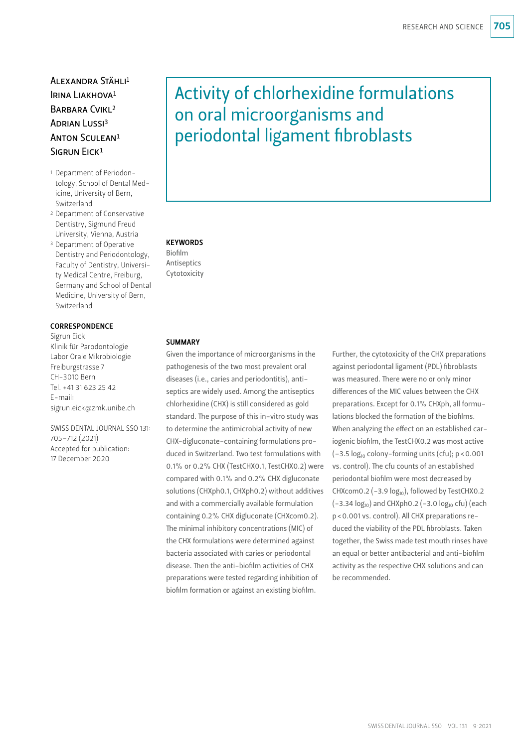# Activity of chlorhexidine formulations on oral microorganisms and periodontal ligament fibroblasts

Alexandra Stähli[1]
Irina Liakhova[1]
Barbara Cvikl[2]
Adrian Lussi[3]
Anton Sculean[1]
Sigrun Eick[1]

[1] Department of Periodontology, School of Dental Medicine, University of Bern, Switzerland
[2] Department of Conservative Dentistry, Sigmund Freud University, Vienna, Austria
[3] Department of Operative Dentistry and Periodontology, Faculty of Dentistry, University Medical Centre, Freiburg, Germany and School of Dental Medicine, University of Bern, Switzerland

**CORRESPONDENCE**
Sigrun Eick
Klinik für Parodontologie
Labor Orale Mikrobiologie
Freiburgstrasse 7
CH-3010 Bern
Tel. +41 31 623 25 42
E-mail: sigrun.eick@zmk.unibe.ch

SWISS DENTAL JOURNAL SSO 131: 705–712 (2021)
Accepted for publication: 17 December 2020

**KEYWORDS**
Biofilm
Antiseptics
Cytotoxicity

## SUMMARY

Given the importance of microorganisms in the pathogenesis of the two most prevalent oral diseases (i.e., caries and periodontitis), antiseptics are widely used. Among the antiseptics chlorhexidine (CHX) is still considered as gold standard. The purpose of this in-vitro study was to determine the antimicrobial activity of new CHX-digluconate-containing formulations produced in Switzerland. Two test formulations with 0.1% or 0.2% CHX (TestCHX0.1, TestCHX0.2) were compared with 0.1% and 0.2% CHX digluconate solutions (CHXph0.1, CHXph0.2) without additives and with a commercially available formulation containing 0.2% CHX digluconate (CHXcom0.2). The minimal inhibitory concentrations (MIC) of the CHX formulations were determined against bacteria associated with caries or periodontal disease. Then the anti-biofilm activities of CHX preparations were tested regarding inhibition of biofilm formation or against an existing biofilm. Further, the cytotoxicity of the CHX preparations against periodontal ligament (PDL) fibroblasts was measured. There were no or only minor differences of the MIC values between the CHX preparations. Except for 0.1% CHXph, all formulations blocked the formation of the biofilms. When analyzing the effect on an established cariogenic biofilm, the TestCHX0.2 was most active ($-3.5$ $\log_{10}$ colony-forming units (cfu); $p < 0.001$ vs. control). The cfu counts of an established periodontal biofilm were most decreased by CHXcom0.2 ($-3.9$ $\log_{10}$), followed by TestCHX0.2 ($-3.34$ $\log_{10}$) and CHXph0.2 ($-3.0$ $\log_{10}$ cfu) (each $p < 0.001$ vs. control). All CHX preparations reduced the viability of the PDL fibroblasts. Taken together, the Swiss made test mouth rinses have an equal or better antibacterial and anti-biofilm activity as the respective CHX solutions and can be recommended.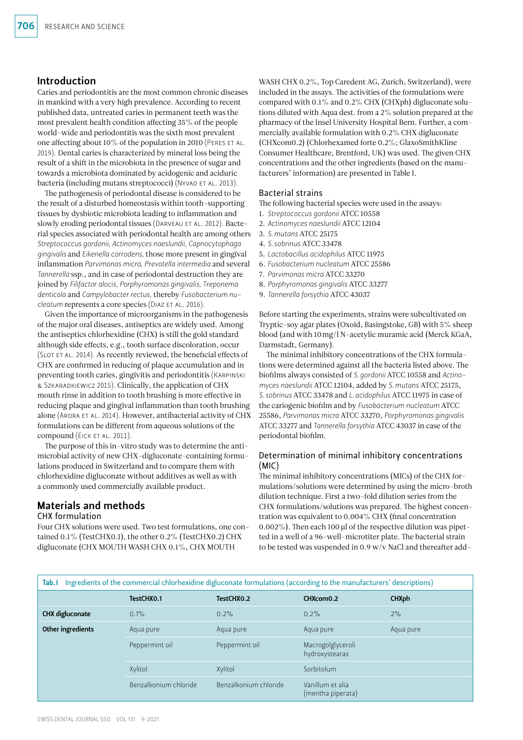## Introduction

Caries and periodontitis are the most common chronic diseases in mankind with a very high prevalence. According to recent published data, untreated caries in permanent teeth was the most prevalent health condition affecting 35% of the people world-wide and periodontitis was the sixth most prevalent one affecting about 10% of the population in 2010 (Peres et al. 2019). Dental caries is characterized by mineral loss being the result of a shift in the microbiota in the presence of sugar and towards a microbiota dominated by acidogenic and aciduric bacteria (including mutans streptococci) (Nyvad et al. 2013).

The pathogenesis of periodontal disease is considered to be the result of a disturbed homeostasis within tooth-supporting tissues by dysbiotic microbiota leading to inflammation and slowly eroding periodontal tissues (Darveau et al. 2012). Bacterial species associated with periodontal health are among others *Streptococcus gordonii*, *Actinomyces naeslundii*, *Capnocytophaga gingivalis* and *Eikenella corrodens*, those more present in gingival inflammation *Parvimonas micra*, *Prevotella intermedia* and several *Tannerella* ssp., and in case of periodontal destruction they are joined by *Filifactor alocis*, *Porphyromonas gingivalis*, *Treponema denticola* and *Campylobacter rectus*, thereby *Fusobacterium nucleatum* represents a core species (Diaz et al. 2016).

Given the importance of microorganisms in the pathogenesis of the major oral diseases, antiseptics are widely used. Among the antiseptics chlorhexidine (CHX) is still the gold standard although side effects, e.g., tooth surface discoloration, occur (Slot et al. 2014). As recently reviewed, the beneficial effects of CHX are confirmed in reducing of plaque accumulation and in preventing tooth caries, gingivitis and periodontitis (Karpinski & Szkaradkiewicz 2015). Clinically, the application of CHX mouth rinse in addition to tooth brushing is more effective in reducing plaque and gingival inflammation than tooth brushing alone (Arora et al. 2014). However, antibacterial activity of CHX formulations can be different from aqueous solutions of the compound (Eick et al. 2011).

The purpose of this in-vitro study was to determine the antimicrobial activity of new CHX-digluconate-containing formulations produced in Switzerland and to compare them with chlorhexidine digluconate without additives as well as with a commonly used commercially available product.

## Materials and methods

### CHX formulation

Four CHX solutions were used. Two test formulations, one contained 0.1% (TestCHX0.1), the other 0.2% (TestCHX0.2) CHX digluconate (CHX MOUTH WASH CHX 0.1%, CHX MOUTH WASH CHX 0.2%, Top Caredent AG, Zurich, Switzerland), were included in the assays. The activities of the formulations were compared with 0.1% and 0.2% CHX (CHXph) digluconate solutions diluted with Aqua dest. from a 2% solution prepared at the pharmacy of the Insel University Hospital Bern. Further, a commercially available formulation with 0.2% CHX digluconate (CHXcom0.2) (Chlorhexamed forte 0.2%; GlaxoSmithKline Consumer Healthcare, Brentford, UK) was used. The given CHX concentrations and the other ingredients (based on the manufacturers' information) are presented in Table I.

### Bacterial strains

The following bacterial species were used in the assays:

1. *Streptococcus gordonii* ATCC 10558
2. *Actinomyces naeslundii* ATCC 12104
3. *S. mutans* ATCC 25175
4. *S. sobrinus* ATCC 33478
5. *Lactobacillus acidophilus* ATCC 11975
6. *Fusobacterium nucleatum* ATCC 25586
7. *Parvimonas micra* ATCC 33270
8. *Porphyromonas gingivalis* ATCC 33277
9. *Tannerella forsythia* ATCC 43037

Before starting the experiments, strains were subcultivated on Tryptic-soy agar plates (Oxoid, Basingstoke, GB) with 5% sheep blood (and with 10 mg/l N-acetylic muramic acid (Merck KGaA, Darmstadt, Germany).

The minimal inhibitory concentrations of the CHX formulations were determined against all the bacteria listed above. The biofilms always consisted of *S. gordonii* ATCC 10558 and *Actinomyces naeslundii* ATCC 12104, added by *S. mutans* ATCC 25175, *S. sobrinus* ATCC 33478 and *L. acidophilus* ATCC 11975 in case of the cariogenic biofilm and by *Fusobacterium nucleatum* ATCC 25586, *Parvimonas micra* ATCC 33270, *Porphyromonas gingivalis* ATCC 33277 and *Tannerella forsythia* ATCC 43037 in case of the periodontal biofilm.

### Determination of minimal inhibitory concentrations (MIC)

The minimal inhibitory concentrations (MICs) of the CHX formulations/solutions were determined by using the micro-broth dilution technique. First a two-fold dilution series from the CHX formulations/solutions was prepared. The highest concentration was equivalent to 0.004% CHX (final concentration 0.002%). Then each 100 µl of the respective dilution was pipetted in a well of a 96-well-microtiter plate. The bacterial strain to be tested was suspended in 0.9 w/v NaCl and thereafter add-

**Tab. I** Ingredients of the commercial chlorhexidine digluconate formulations (according to the manufacturers' descriptions)

| | TestCHX0.1 | TestCHX0.2 | CHXcom0.2 | CHXph |
|---|---|---|---|---|
| **CHX digluconate** | 0.1% | 0.2% | 0.2% | 2% |
| **Other ingredients** | Aqua pure | Aqua pure | Aqua pure | Aqua pure |
| | Peppermint oil | Peppermint oil | Macrogolglyceroli hydroxystearas | |
| | Xylitol | Xylitol | Sorbitolum | |
| | Benzalkonium chloride | Benzalkonium chloride | Vanillum et alia (mentha piperata) | |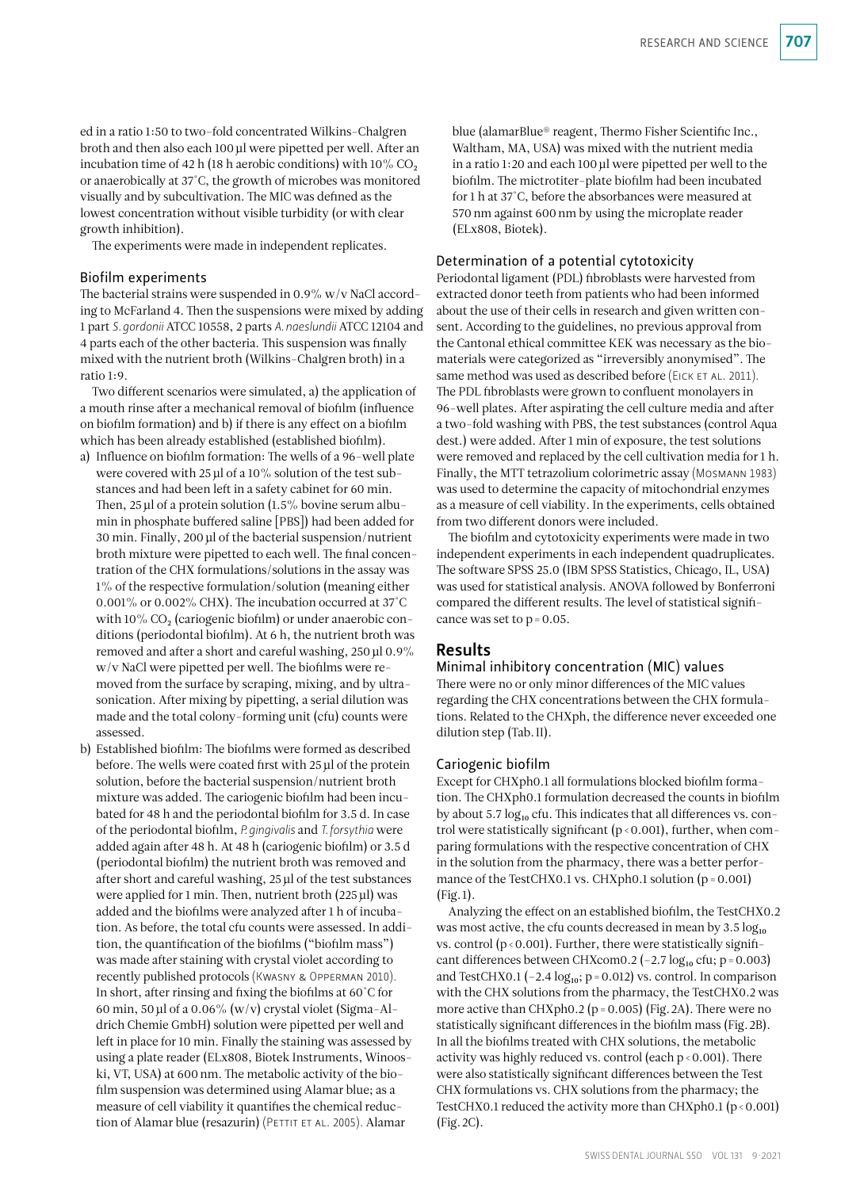ed in a ratio 1:50 to two-fold concentrated Wilkins-Chalgren broth and then also each 100 µl were pipetted per well. After an incubation time of 42 h (18 h aerobic conditions) with 10% $CO_2$ or anaerobically at 37 °C, the growth of microbes was monitored visually and by subcultivation. The MIC was defined as the lowest concentration without visible turbidity (or with clear growth inhibition).

The experiments were made in independent replicates.

### Biofilm experiments

The bacterial strains were suspended in 0.9% w/v NaCl according to McFarland 4. Then the suspensions were mixed by adding 1 part *S. gordonii* ATCC 10558, 2 parts *A. naeslundii* ATCC 12104 and 4 parts each of the other bacteria. This suspension was finally mixed with the nutrient broth (Wilkins-Chalgren broth) in a ratio 1:9.

Two different scenarios were simulated, a) the application of a mouth rinse after a mechanical removal of biofilm (influence on biofilm formation) and b) if there is any effect on a biofilm which has been already established (established biofilm).

a) Influence on biofilm formation: The wells of a 96-well plate were covered with 25 µl of a 10% solution of the test substances and had been left in a safety cabinet for 60 min. Then, 25 µl of a protein solution (1.5% bovine serum albumin in phosphate buffered saline [PBS]) had been added for 30 min. Finally, 200 µl of the bacterial suspension/nutrient broth mixture were pipetted to each well. The final concentration of the CHX formulations/solutions in the assay was 1% of the respective formulation/solution (meaning either 0.001% or 0.002% CHX). The incubation occurred at 37 °C with 10% $CO_2$ (cariogenic biofilm) or under anaerobic conditions (periodontal biofilm). At 6 h, the nutrient broth was removed and after a short and careful washing, 250 µl 0.9% w/v NaCl were pipetted per well. The biofilms were removed from the surface by scraping, mixing, and by ultrasonication. After mixing by pipetting, a serial dilution was made and the total colony-forming unit (cfu) counts were assessed.
b) Established biofilm: The biofilms were formed as described before. The wells were coated first with 25 µl of the protein solution, before the bacterial suspension/nutrient broth mixture was added. The cariogenic biofilm had been incubated for 48 h and the periodontal biofilm for 3.5 d. In case of the periodontal biofilm, *P. gingivalis* and *T. forsythia* were added again after 48 h. At 48 h (cariogenic biofilm) or 3.5 d (periodontal biofilm) the nutrient broth was removed and after short and careful washing, 25 µl of the test substances were applied for 1 min. Then, nutrient broth (225 µl) was added and the biofilms were analyzed after 1 h of incubation. As before, the total cfu counts were assessed. In addition, the quantification of the biofilms ("biofilm mass") was made after staining with crystal violet according to recently published protocols (Kwasny & Opperman 2010). In short, after rinsing and fixing the biofilms at 60 °C for 60 min, 50 µl of a 0.06% (w/v) crystal violet (Sigma-Aldrich Chemie GmbH) solution were pipetted per well and left in place for 10 min. Finally the staining was assessed by using a plate reader (ELx808, Biotek Instruments, Winooski, VT, USA) at 600 nm. The metabolic activity of the biofilm suspension was determined using Alamar blue; as a measure of cell viability it quantifies the chemical reduction of Alamar blue (resazurin) (Pettit et al. 2005). Alamar blue (alamarBlue® reagent, Thermo Fisher Scientific Inc., Waltham, MA, USA) was mixed with the nutrient media in a ratio 1:20 and each 100 µl were pipetted per well to the biofilm. The mictrotiter-plate biofilm had been incubated for 1 h at 37 °C, before the absorbances were measured at 570 nm against 600 nm by using the microplate reader (ELx808, Biotek).

### Determination of a potential cytotoxicity

Periodontal ligament (PDL) fibroblasts were harvested from extracted donor teeth from patients who had been informed about the use of their cells in research and given written consent. According to the guidelines, no previous approval from the Cantonal ethical committee KEK was necessary as the biomaterials were categorized as "irreversibly anonymised". The same method was used as described before (Eick et al. 2011). The PDL fibroblasts were grown to confluent monolayers in 96-well plates. After aspirating the cell culture media and after a two-fold washing with PBS, the test substances (control Aqua dest.) were added. After 1 min of exposure, the test solutions were removed and replaced by the cell cultivation media for 1 h. Finally, the MTT tetrazolium colorimetric assay (Mosmann 1983) was used to determine the capacity of mitochondrial enzymes as a measure of cell viability. In the experiments, cells obtained from two different donors were included.

The biofilm and cytotoxicity experiments were made in two independent experiments in each independent quadruplicates. The software SPSS 25.0 (IBM SPSS Statistics, Chicago, IL, USA) was used for statistical analysis. ANOVA followed by Bonferroni compared the different results. The level of statistical significance was set to $p = 0.05$.

## Results

### Minimal inhibitory concentration (MIC) values

There were no or only minor differences of the MIC values regarding the CHX concentrations between the CHX formulations. Related to the CHXph, the difference never exceeded one dilution step (Tab. II).

### Cariogenic biofilm

Except for CHXph0.1 all formulations blocked biofilm formation. The CHXph0.1 formulation decreased the counts in biofilm by about 5.7 $\log_{10}$ cfu. This indicates that all differences vs. control were statistically significant ($p < 0.001$), further, when comparing formulations with the respective concentration of CHX in the solution from the pharmacy, there was a better performance of the TestCHX0.1 vs. CHXph0.1 solution ($p = 0.001$) (Fig. 1).

Analyzing the effect on an established biofilm, the TestCHX0.2 was most active, the cfu counts decreased in mean by 3.5 $\log_{10}$ vs. control ($p < 0.001$). Further, there were statistically significant differences between CHXcom0.2 (–2.7 $\log_{10}$ cfu; $p = 0.003$) and TestCHX0.1 (–2.4 $\log_{10}$; $p = 0.012$) vs. control. In comparison with the CHX solutions from the pharmacy, the TestCHX0.2 was more active than CHXph0.2 ($p = 0.005$) (Fig. 2A). There were no statistically significant differences in the biofilm mass (Fig. 2B). In all the biofilms treated with CHX solutions, the metabolic activity was highly reduced vs. control (each $p < 0.001$). There were also statistically significant differences between the Test CHX formulations vs. CHX solutions from the pharmacy; the TestCHX0.1 reduced the activity more than CHXph0.1 ($p < 0.001$) (Fig. 2C).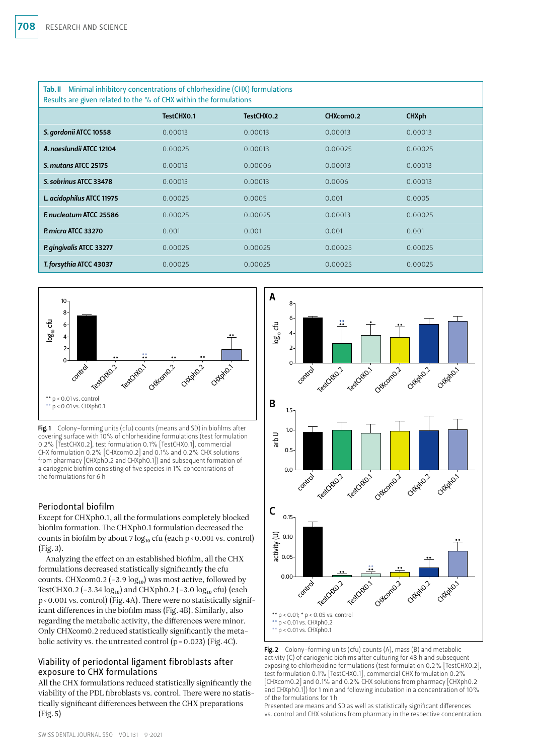**Tab. II** Minimal inhibitory concentrations of chlorhexidine (CHX) formulations
Results are given related to the % of CHX within the formulations

| | TestCHX0.1 | TestCHX0.2 | CHXcom0.2 | CHXph |
|---|---|---|---|---|
| ***S. gordonii*** **ATCC 10558** | 0.00013 | 0.00013 | 0.00013 | 0.00013 |
| ***A. naeslundii*** **ATCC 12104** | 0.00025 | 0.00013 | 0.00025 | 0.00025 |
| ***S. mutans*** **ATCC 25175** | 0.00013 | 0.00006 | 0.00013 | 0.00013 |
| ***S. sobrinus*** **ATCC 33478** | 0.00013 | 0.00013 | 0.0006 | 0.00013 |
| ***L. acidophilus*** **ATCC 11975** | 0.00025 | 0.0005 | 0.001 | 0.0005 |
| ***F. nucleatum*** **ATCC 25586** | 0.00025 | 0.00025 | 0.00013 | 0.00025 |
| ***P. micra*** **ATCC 33270** | 0.001 | 0.001 | 0.001 | 0.001 |
| ***P. gingivalis*** **ATCC 33277** | 0.00025 | 0.00025 | 0.00025 | 0.00025 |
| ***T. forsythia*** **ATCC 43037** | 0.00025 | 0.00025 | 0.00025 | 0.00025 |

**Fig. 1** Colony-forming units (cfu) counts (means and SD) in biofilms after covering surface with 10% of chlorhexidine formulations (test formulation 0.2% [TestCHX0.2], test formulation 0.1% [TestCHX0.1], commercial CHX formulation 0.2% [CHXcom0.2] and 0.1% and 0.2% CHX solutions from pharmacy [CHXph0.2 and CHXph0.1]) and subsequent formation of a cariogenic biofilm consisting of five species in 1% concentrations of the formulations for 6 h

### Periodontal biofilm

Except for CHXph0.1, all the formulations completely blocked biofilm formation. The CHXph0.1 formulation decreased the counts in biofilm by about 7 $\log_{10}$ cfu (each $p < 0.001$ vs. control) (Fig. 3).

Analyzing the effect on an established biofilm, all the CHX formulations decreased statistically significantly the cfu counts. CHXcom0.2 (–3.9 $\log_{10}$) was most active, followed by TestCHX0.2 (–3.34 $\log_{10}$) and CHXph0.2 (–3.0 $\log_{10}$ cfu) (each $p < 0.001$ vs. control) (Fig. 4A). There were no statistically significant differences in the biofilm mass (Fig. 4B). Similarly, also regarding the metabolic activity, the differences were minor. Only CHXcom0.2 reduced statistically significantly the metabolic activity vs. the untreated control ($p = 0.023$) (Fig. 4C).

### Viability of periodontal ligament fibroblasts after exposure to CHX formulations

All the CHX formulations reduced statistically significantly the viability of the PDL fibroblasts vs. control. There were no statistically significant differences between the CHX preparations (Fig. 5)

**Fig. 2** Colony-forming units (cfu) counts (A), mass (B) and metabolic activity (C) of cariogenic biofilms after culturing for 48 h and subsequent exposing to chlorhexidine formulations (test formulation 0.2% [TestCHX0.2], test formulation 0.1% [TestCHX0.1], commercial CHX formulation 0.2% [CHXcom0.2] and 0.1% and 0.2% CHX solutions from pharmacy [CHXph0.2 and CHXph0.1]) for 1 min and following incubation in a concentration of 10% of the formulations for 1 h
Presented are means and SD as well as statistically significant differences vs. control and CHX solutions from pharmacy in the respective concentration.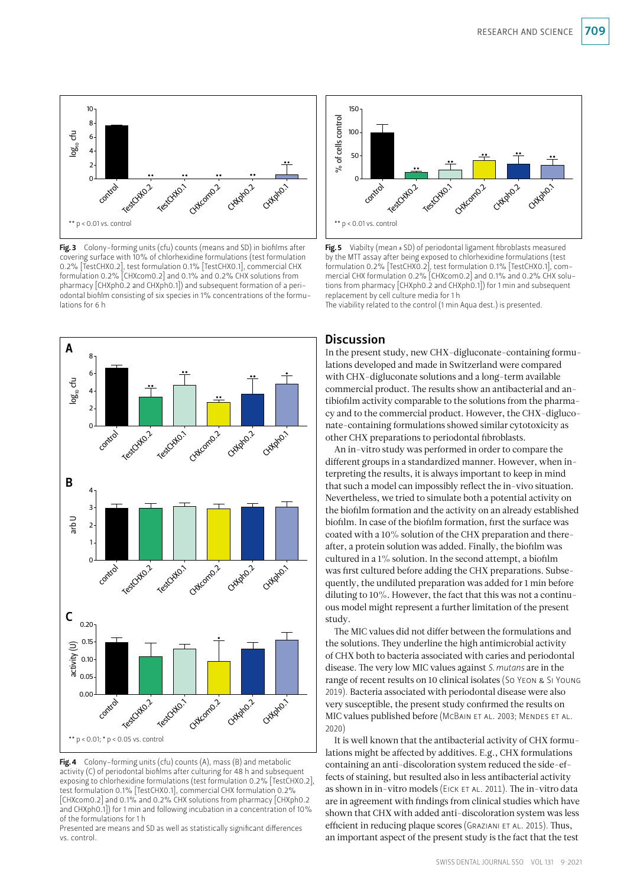**Fig. 3** Colony-forming units (cfu) counts (means and SD) in biofilms after covering surface with 10% of chlorhexidine formulations (test formulation 0.2% [TestCHX0.2], test formulation 0.1% [TestCHX0.1], commercial CHX formulation 0.2% [CHXcom0.2] and 0.1% and 0.2% CHX solutions from pharmacy [CHXph0.2 and CHXph0.1]) and subsequent formation of a periodontal biofilm consisting of six species in 1% concentrations of the formulations for 6 h

**Fig. 5** Viabilty (mean ± SD) of periodontal ligament fibroblasts measured by the MTT assay after being exposed to chlorhexidine formulations (test formulation 0.2% [TestCHX0.2], test formulation 0.1% [TestCHX0.1], commercial CHX formulation 0.2% [CHXcom0.2] and 0.1% and 0.2% CHX solutions from pharmacy [CHXph0.2 and CHXph0.1]) for 1 min and subsequent replacement by cell culture media for 1 h
The viability related to the control (1 min Aqua dest.) is presented.

**Fig. 4** Colony-forming units (cfu) counts (A), mass (B) and metabolic activity (C) of periodontal biofilms after culturing for 48 h and subsequent exposing to chlorhexidine formulations (test formulation 0.2% [TestCHX0.2], test formulation 0.1% [TestCHX0.1], commercial CHX formulation 0.2% [CHXcom0.2] and 0.1% and 0.2% CHX solutions from pharmacy [CHXph0.2 and CHXph0.1]) for 1 min and following incubation in a concentration of 10% of the formulations for 1 h
Presented are means and SD as well as statistically significant differences vs. control.

## Discussion

In the present study, new CHX-digluconate-containing formulations developed and made in Switzerland were compared with CHX-digluconate solutions and a long-term available commercial product. The results show an antibacterial and antibiofilm activity comparable to the solutions from the pharmacy and to the commercial product. However, the CHX-digluconate-containing formulations showed similar cytotoxicity as other CHX preparations to periodontal fibroblasts.

An in-vitro study was performed in order to compare the different groups in a standardized manner. However, when interpreting the results, it is always important to keep in mind that such a model can impossibly reflect the in-vivo situation. Nevertheless, we tried to simulate both a potential activity on the biofilm formation and the activity on an already established biofilm. In case of the biofilm formation, first the surface was coated with a 10% solution of the CHX preparation and thereafter, a protein solution was added. Finally, the biofilm was cultured in a 1% solution. In the second attempt, a biofilm was first cultured before adding the CHX preparations. Subsequently, the undiluted preparation was added for 1 min before diluting to 10%. However, the fact that this was not a continuous model might represent a further limitation of the present study.

The MIC values did not differ between the formulations and the solutions. They underline the high antimicrobial activity of CHX both to bacteria associated with caries and periodontal disease. The very low MIC values against *S. mutans* are in the range of recent results on 10 clinical isolates (So Yeon & Si Young 2019). Bacteria associated with periodontal disease were also very susceptible, the present study confirmed the results on MIC values published before (McBain et al. 2003; Mendes et al. 2020)

It is well known that the antibacterial activity of CHX formulations might be affected by additives. E.g., CHX formulations containing an anti-discoloration system reduced the side-effects of staining, but resulted also in less antibacterial activity as shown in in-vitro models (Eick et al. 2011). The in-vitro data are in agreement with findings from clinical studies which have shown that CHX with added anti-discoloration system was less efficient in reducing plaque scores (Graziani et al. 2015). Thus, an important aspect of the present study is the fact that the test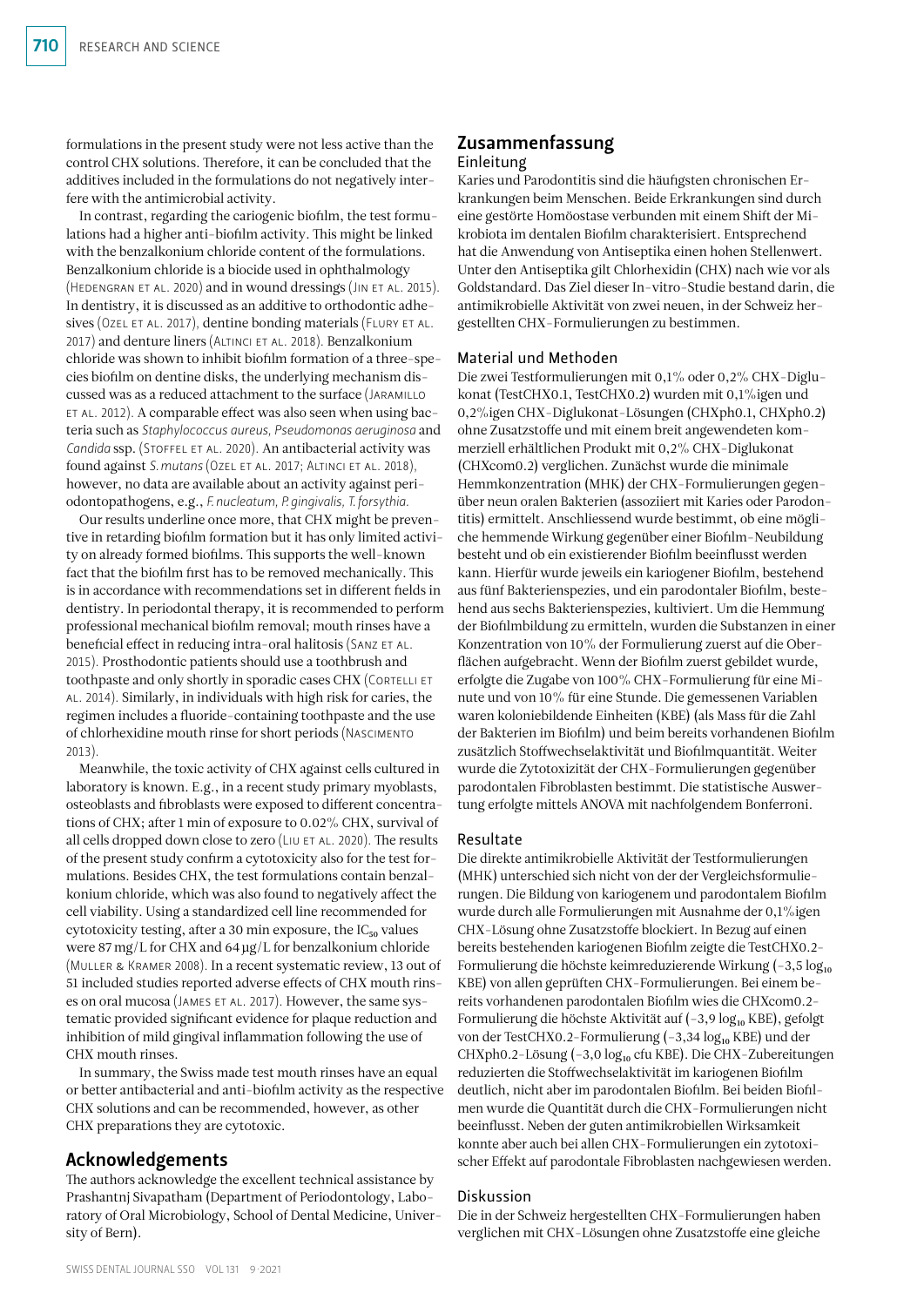formulations in the present study were not less active than the control CHX solutions. Therefore, it can be concluded that the additives included in the formulations do not negatively interfere with the antimicrobial activity.

In contrast, regarding the cariogenic biofilm, the test formulations had a higher anti-biofilm activity. This might be linked with the benzalkonium chloride content of the formulations. Benzalkonium chloride is a biocide used in ophthalmology (Hedengran et al. 2020) and in wound dressings (Jin et al. 2015). In dentistry, it is discussed as an additive to orthodontic adhesives (Ozel et al. 2017), dentine bonding materials (Flury et al. 2017) and denture liners (Altinci et al. 2018). Benzalkonium chloride was shown to inhibit biofilm formation of a three-species biofilm on dentine disks, the underlying mechanism discussed was as a reduced attachment to the surface (Jaramillo et al. 2012). A comparable effect was also seen when using bacteria such as *Staphylococcus aureus*, *Pseudomonas aeruginosa* and *Candida* ssp. (Stoffel et al. 2020). An antibacterial activity was found against *S. mutans* (Ozel et al. 2017; Altinci et al. 2018), however, no data are available about an activity against periodontopathogens, e.g., *F. nucleatum*, *P. gingivalis*, *T. forsythia*.

Our results underline once more, that CHX might be preventive in retarding biofilm formation but it has only limited activity on already formed biofilms. This supports the well-known fact that the biofilm first has to be removed mechanically. This is in accordance with recommendations set in different fields in dentistry. In periodontal therapy, it is recommended to perform professional mechanical biofilm removal; mouth rinses have a beneficial effect in reducing intra-oral halitosis (Sanz et al. 2015). Prosthodontic patients should use a toothbrush and toothpaste and only shortly in sporadic cases CHX (Cortelli et al. 2014). Similarly, in individuals with high risk for caries, the regimen includes a fluoride-containing toothpaste and the use of chlorhexidine mouth rinse for short periods (Nascimento 2013).

Meanwhile, the toxic activity of CHX against cells cultured in laboratory is known. E.g., in a recent study primary myoblasts, osteoblasts and fibroblasts were exposed to different concentrations of CHX; after 1 min of exposure to 0.02% CHX, survival of all cells dropped down close to zero (Liu et al. 2020). The results of the present study confirm a cytotoxicity also for the test formulations. Besides CHX, the test formulations contain benzalkonium chloride, which was also found to negatively affect the cell viability. Using a standardized cell line recommended for cytotoxicity testing, after a 30 min exposure, the $IC_{50}$ values were 87 mg/L for CHX and 64 µg/L for benzalkonium chloride (Muller & Kramer 2008). In a recent systematic review, 13 out of 51 included studies reported adverse effects of CHX mouth rinses on oral mucosa (James et al. 2017). However, the same systematic provided significant evidence for plaque reduction and inhibition of mild gingival inflammation following the use of CHX mouth rinses.

In summary, the Swiss made test mouth rinses have an equal or better antibacterial and anti-biofilm activity as the respective CHX solutions and can be recommended, however, as other CHX preparations they are cytotoxic.

## Acknowledgements

The authors acknowledge the excellent technical assistance by Prashantnj Sivapatham (Department of Periodontology, Laboratory of Oral Microbiology, School of Dental Medicine, University of Bern).

## Zusammenfassung

### Einleitung

Karies und Parodontitis sind die häufigsten chronischen Erkrankungen beim Menschen. Beide Erkrankungen sind durch eine gestörte Homöostase verbunden mit einem Shift der Mikrobiota im dentalen Biofilm charakterisiert. Entsprechend hat die Anwendung von Antiseptika einen hohen Stellenwert. Unter den Antiseptika gilt Chlorhexidin (CHX) nach wie vor als Goldstandard. Das Ziel dieser In-vitro-Studie bestand darin, die antimikrobielle Aktivität von zwei neuen, in der Schweiz hergestellten CHX-Formulierungen zu bestimmen.

### Material und Methoden

Die zwei Testformulierungen mit 0,1% oder 0,2% CHX-Diglukonat (TestCHX0.1, TestCHX0.2) wurden mit 0,1%igen und 0,2%igen CHX-Diglukonat-Lösungen (CHXph0.1, CHXph0.2) ohne Zusatzstoffe und mit einem breit angewendeten kommerziell erhältlichen Produkt mit 0,2% CHX-Diglukonat (CHXcom0.2) verglichen. Zunächst wurde die minimale Hemmkonzentration (MHK) der CHX-Formulierungen gegenüber neun oralen Bakterien (assoziiert mit Karies oder Parodontitis) ermittelt. Anschliessend wurde bestimmt, ob eine mögliche hemmende Wirkung gegenüber einer Biofilm-Neubildung besteht und ob ein existierender Biofilm beeinflusst werden kann. Hierfür wurde jeweils ein kariogener Biofilm, bestehend aus fünf Bakterienspezies, und ein parodontaler Biofilm, bestehend aus sechs Bakterienspezies, kultiviert. Um die Hemmung der Biofilmbildung zu ermitteln, wurden die Substanzen in einer Konzentration von 10% der Formulierung zuerst auf die Oberflächen aufgebracht. Wenn der Biofilm zuerst gebildet wurde, erfolgte die Zugabe von 100% CHX-Formulierung für eine Minute und von 10% für eine Stunde. Die gemessenen Variablen waren koloniebildende Einheiten (KBE) (als Mass für die Zahl der Bakterien im Biofilm) und beim bereits vorhandenen Biofilm zusätzlich Stoffwechselaktivität und Biofilmquantität. Weiter wurde die Zytotoxizität der CHX-Formulierungen gegenüber parodontalen Fibroblasten bestimmt. Die statistische Auswertung erfolgte mittels ANOVA mit nachfolgendem Bonferroni.

### Resultate

Die direkte antimikrobielle Aktivität der Testformulierungen (MHK) unterschied sich nicht von der der Vergleichsformulierungen. Die Bildung von kariogenem und parodontalem Biofilm wurde durch alle Formulierungen mit Ausnahme der 0,1%igen CHX-Lösung ohne Zusatzstoffe blockiert. In Bezug auf einen bereits bestehenden kariogenen Biofilm zeigte die TestCHX0.2-Formulierung die höchste keimreduzierende Wirkung ($-3{,}5\ \log_{10}$ KBE) von allen geprüften CHX-Formulierungen. Bei einem bereits vorhandenen parodontalen Biofilm wies die CHXcom0.2-Formulierung die höchste Aktivität auf ($-3{,}9\ \log_{10}$ KBE), gefolgt von der TestCHX0.2-Formulierung ($-3{,}34\ \log_{10}$ KBE) und der CHXph0.2-Lösung ($-3{,}0\ \log_{10}$ cfu KBE). Die CHX-Zubereitungen reduzierten die Stoffwechselaktivität im kariogenen Biofilm deutlich, nicht aber im parodontalen Biofilm. Bei beiden Biofilmen wurde die Quantität durch die CHX-Formulierungen nicht beeinflusst. Neben der guten antimikrobiellen Wirksamkeit konnte aber auch bei allen CHX-Formulierungen ein zytotoxischer Effekt auf parodontale Fibroblasten nachgewiesen werden.

### Diskussion

Die in der Schweiz hergestellten CHX-Formulierungen haben verglichen mit CHX-Lösungen ohne Zusatzstoffe eine gleiche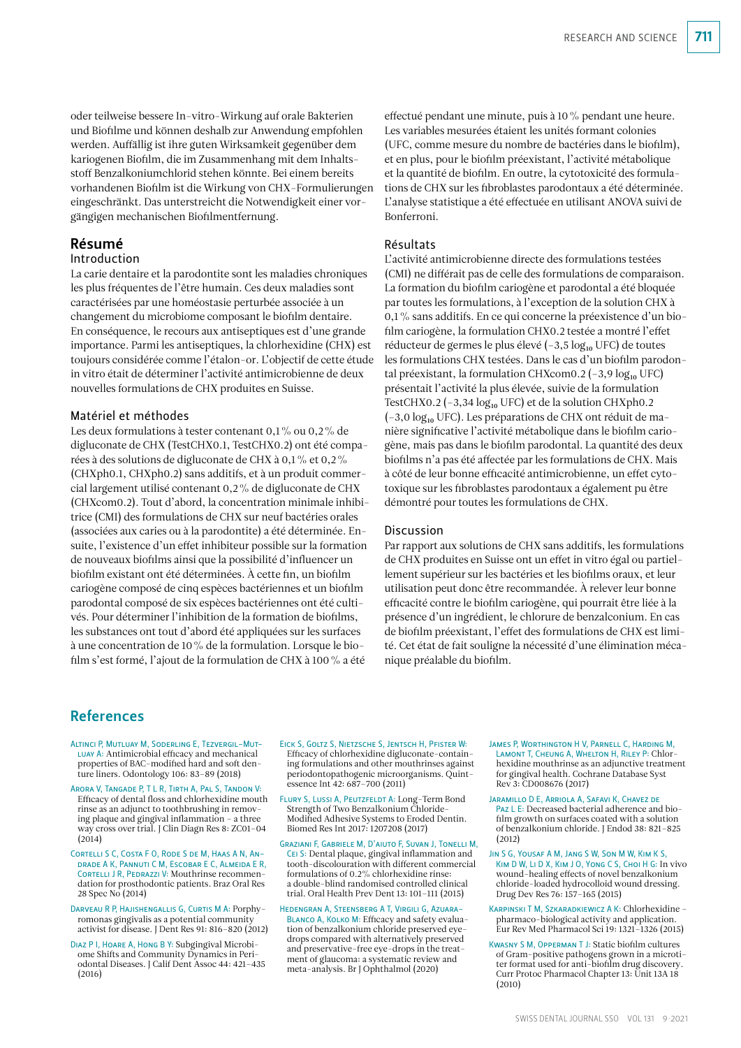oder teilweise bessere In-vitro-Wirkung auf orale Bakterien und Biofilme und können deshalb zur Anwendung empfohlen werden. Auffällig ist ihre guten Wirksamkeit gegenüber dem kariogenen Biofilm, die im Zusammenhang mit dem Inhaltsstoff Benzalkoniumchlorid stehen könnte. Bei einem bereits vorhandenen Biofilm ist die Wirkung von CHX-Formulierungen eingeschränkt. Das unterstreicht die Notwendigkeit einer vorgängigen mechanischen Biofilmentfernung.

## Résumé

### Introduction

La carie dentaire et la parodontite sont les maladies chroniques les plus fréquentes de l'être humain. Ces deux maladies sont caractérisées par une homéostasie perturbée associée à un changement du microbiome composant le biofilm dentaire. En conséquence, le recours aux antiseptiques est d'une grande importance. Parmi les antiseptiques, la chlorhexidine (CHX) est toujours considérée comme l'étalon-or. L'objectif de cette étude in vitro était de déterminer l'activité antimicrobienne de deux nouvelles formulations de CHX produites en Suisse.

### Matériel et méthodes

Les deux formulations à tester contenant 0,1 % ou 0,2 % de digluconate de CHX (TestCHX0.1, TestCHX0.2) ont été comparées à des solutions de digluconate de CHX à 0,1 % et 0,2 % (CHXph0.1, CHXph0.2) sans additifs, et à un produit commercial largement utilisé contenant 0,2 % de digluconate de CHX (CHXcom0.2). Tout d'abord, la concentration minimale inhibitrice (CMI) des formulations de CHX sur neuf bactéries orales (associées aux caries ou à la parodontite) a été déterminée. Ensuite, l'existence d'un effet inhibiteur possible sur la formation de nouveaux biofilms ainsi que la possibilité d'influencer un biofilm existant ont été déterminées. À cette fin, un biofilm cariogène composé de cinq espèces bactériennes et un biofilm parodontal composé de six espèces bactériennes ont été cultivés. Pour déterminer l'inhibition de la formation de biofilms, les substances ont tout d'abord été appliquées sur les surfaces à une concentration de 10 % de la formulation. Lorsque le biofilm s'est formé, l'ajout de la formulation de CHX à 100 % a été effectué pendant une minute, puis à 10 % pendant une heure. Les variables mesurées étaient les unités formant colonies (UFC, comme mesure du nombre de bactéries dans le biofilm), et en plus, pour le biofilm préexistant, l'activité métabolique et la quantité de biofilm. En outre, la cytotoxicité des formulations de CHX sur les fibroblastes parodontaux a été déterminée. L'analyse statistique a été effectuée en utilisant ANOVA suivi de Bonferroni.

### Résultats

L'activité antimicrobienne directe des formulations testées (CMI) ne différait pas de celle des formulations de comparaison. La formation du biofilm cariogène et parodontal a été bloquée par toutes les formulations, à l'exception de la solution CHX à 0,1 % sans additifs. En ce qui concerne la préexistence d'un biofilm cariogène, la formulation CHX0.2 testée a montré l'effet réducteur de germes le plus élevé (–3,5 $\log_{10}$ UFC) de toutes les formulations CHX testées. Dans le cas d'un biofilm parodontal préexistant, la formulation CHXcom0.2 (–3,9 $\log_{10}$ UFC) présentait l'activité la plus élevée, suivie de la formulation TestCHX0.2 (–3,34 $\log_{10}$ UFC) et de la solution CHXph0.2 (–3,0 $\log_{10}$ UFC). Les préparations de CHX ont réduit de manière significative l'activité métabolique dans le biofilm cariogène, mais pas dans le biofilm parodontal. La quantité des deux biofilms n'a pas été affectée par les formulations de CHX. Mais à côté de leur bonne efficacité antimicrobienne, un effet cytotoxique sur les fibroblastes parodontaux a également pu être démontré pour toutes les formulations de CHX.

### Discussion

Par rapport aux solutions de CHX sans additifs, les formulations de CHX produites en Suisse ont un effet in vitro égal ou partiellement supérieur sur les bactéries et les biofilms oraux, et leur utilisation peut donc être recommandée. À relever leur bonne efficacité contre le biofilm cariogène, qui pourrait être liée à la présence d'un ingrédient, le chlorure de benzalconium. En cas de biofilm préexistant, l'effet des formulations de CHX est limité. Cet état de fait souligne la nécessité d'une élimination mécanique préalable du biofilm.

## References

Altinci P, Mutluay M, Soderling E, Tezvergil-Mutluay A: Antimicrobial efficacy and mechanical properties of BAC-modified hard and soft denture liners. Odontology 106: 83–89 (2018)

Arora V, Tangade P, T L R, Tirth A, Pal S, Tandon V: Efficacy of dental floss and chlorhexidine mouth rinse as an adjunct to toothbrushing in removing plaque and gingival inflammation – a three way cross over trial. J Clin Diagn Res 8: ZC01–04 (2014)

Cortelli S C, Costa F O, Rode S de M, Haas A N, Andrade A K, Pannuti C M, Escobar E C, Almeida E R, Cortelli J R, Pedrazzi V: Mouthrinse recommendation for prosthodontic patients. Braz Oral Res 28 Spec No (2014)

Darveau R P, Hajishengallis G, Curtis M A: Porphyromonas gingivalis as a potential community activist for disease. J Dent Res 91: 816–820 (2012)

Diaz P I, Hoare A, Hong B Y: Subgingival Microbiome Shifts and Community Dynamics in Periodontal Diseases. J Calif Dent Assoc 44: 421–435 (2016)

Eick S, Goltz S, Nietzsche S, Jentsch H, Pfister W: Efficacy of chlorhexidine digluconate-containing formulations and other mouthrinses against periodontopathogenic microorganisms. Quintessence Int 42: 687–700 (2011)

Flury S, Lussi A, Peutzfeldt A: Long-Term Bond Strength of Two Benzalkonium Chloride-Modified Adhesive Systems to Eroded Dentin. Biomed Res Int 2017: 1207208 (2017)

Graziani F, Gabriele M, D'Aiuto F, Suvan J, Tonelli M, Cei S: Dental plaque, gingival inflammation and tooth-discolouration with different commercial formulations of 0.2% chlorhexidine rinse: a double-blind randomised controlled clinical trial. Oral Health Prev Dent 13: 101–111 (2015)

Hedengran A, Steensberg A T, Virgili G, Azuara-Blanco A, Kolko M: Efficacy and safety evaluation of benzalkonium chloride preserved eye-drops compared with alternatively preserved and preservative-free eye-drops in the treatment of glaucoma: a systematic review and meta-analysis. Br J Ophthalmol (2020)

James P, Worthington H V, Parnell C, Harding M, Lamont T, Cheung A, Whelton H, Riley P: Chlorhexidine mouthrinse as an adjunctive treatment for gingival health. Cochrane Database Syst Rev 3: CD008676 (2017)

Jaramillo D E, Arriola A, Safavi K, Chavez de Paz L E: Decreased bacterial adherence and biofilm growth on surfaces coated with a solution of benzalkonium chloride. J Endod 38: 821–825 (2012)

Jin S G, Yousaf A M, Jang S W, Son M W, Kim K S, Kim D W, Li D X, Kim J O, Yong C S, Choi H G: In vivo wound-healing effects of novel benzalkonium chloride-loaded hydrocolloid wound dressing. Drug Dev Res 76: 157–165 (2015)

Karpinski T M, Szkaradkiewicz A K: Chlorhexidine – pharmaco-biological activity and application. Eur Rev Med Pharmacol Sci 19: 1321–1326 (2015)

Kwasny S M, Opperman T J: Static biofilm cultures of Gram-positive pathogens grown in a microtiter format used for anti-biofilm drug discovery. Curr Protoc Pharmacol Chapter 13: Unit 13A 18 (2010)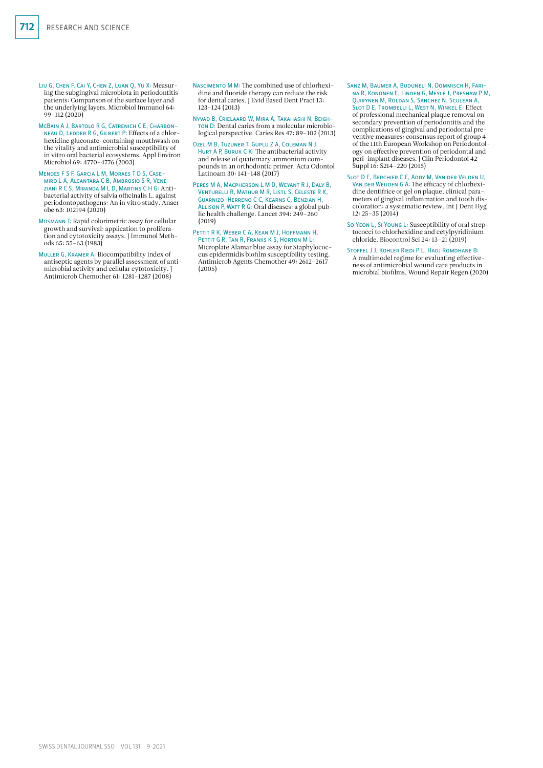Liu G, Chen F, Cai Y, Chen Z, Luan Q, Yu X: Measuring the subgingival microbiota in periodontitis patients: Comparison of the surface layer and the underlying layers. Microbiol Immunol 64: 99–112 (2020)

McBain A J, Bartolo R G, Catrenich C E, Charbonneau D, Ledder R G, Gilbert P: Effects of a chlorhexidine gluconate-containing mouthwash on the vitality and antimicrobial susceptibility of in vitro oral bacterial ecosystems. Appl Environ Microbiol 69: 4770–4776 (2003)

Mendes F S F, Garcia L M, Moraes T D S, Casemiro L A, Alcantara C B, Ambrosio S R, Veneziani R C S, Miranda M L D, Martins C H G: Antibacterial activity of salvia officinalis L. against periodontopathogens: An in vitro study. Anaerobe 63: 102194 (2020)

Mosmann T: Rapid colorimetric assay for cellular growth and survival: application to proliferation and cytotoxicity assays. J Immunol Methods 65: 55–63 (1983)

Muller G, Kramer A: Biocompatibility index of antiseptic agents by parallel assessment of antimicrobial activity and cellular cytotoxicity. J Antimicrob Chemother 61: 1281–1287 (2008)

Nascimento M M: The combined use of chlorhexidine and fluoride therapy can reduce the risk for dental caries. J Evid Based Dent Pract 13: 123–124 (2013)

Nyvad B, Crielaard W, Mira A, Takahashi N, Beighton D: Dental caries from a molecular microbiological perspective. Caries Res 47: 89–102 (2013)

Ozel M B, Tuzuner T, Guplu Z A, Coleman N J, Hurt A P, Buruk C K: The antibacterial activity and release of quaternary ammonium compounds in an orthodontic primer. Acta Odontol Latinoam 30: 141–148 (2017)

Peres M A, Macpherson L M D, Weyant R J, Daly B, Venturelli R, Mathur M R, Listl S, Celeste R K, Guarnizo-Herreno C C, Kearns C, Benzian H, Allison P, Watt R G: Oral diseases: a global public health challenge. Lancet 394: 249–260 (2019)

Pettit R K, Weber C A, Kean M J, Hoffmann H, Pettit G R, Tan R, Franks K S, Horton M L: Microplate Alamar blue assay for Staphylococcus epidermidis biofilm susceptibility testing. Antimicrob Agents Chemother 49: 2612–2617 (2005)

Sanz M, Baumer A, Buduneli N, Dommisch H, Farina R, Kononen E, Linden G, Meyle J, Preshaw P M, Quirynen M, Roldan S, Sanchez N, Sculean A, Slot D E, Trombelli L, West N, Winkel E: Effect of professional mechanical plaque removal on secondary prevention of periodontitis and the complications of gingival and periodontal preventive measures: consensus report of group 4 of the 11th European Workshop on Periodontology on effective prevention of periodontal and peri-implant diseases. J Clin Periodontol 42 Suppl 16: S214–220 (2015)

Slot D E, Berchier C E, Addy M, Van der Velden U, Van der Weijden G A: The efficacy of chlorhexidine dentifrice or gel on plaque, clinical parameters of gingival inflammation and tooth discoloration: a systematic review. Int J Dent Hyg 12: 25–35 (2014)

So Yeon L, Si Young L: Susceptibility of oral streptococci to chlorhexidine and cetylpyridinium chloride. Biocontrol Sci 24: 13–21 (2019)

Stoffel J J, Kohler Riedi P L, Hadj Romdhane B: A multimodel regime for evaluating effectiveness of antimicrobial wound care products in microbial biofilms. Wound Repair Regen (2020)